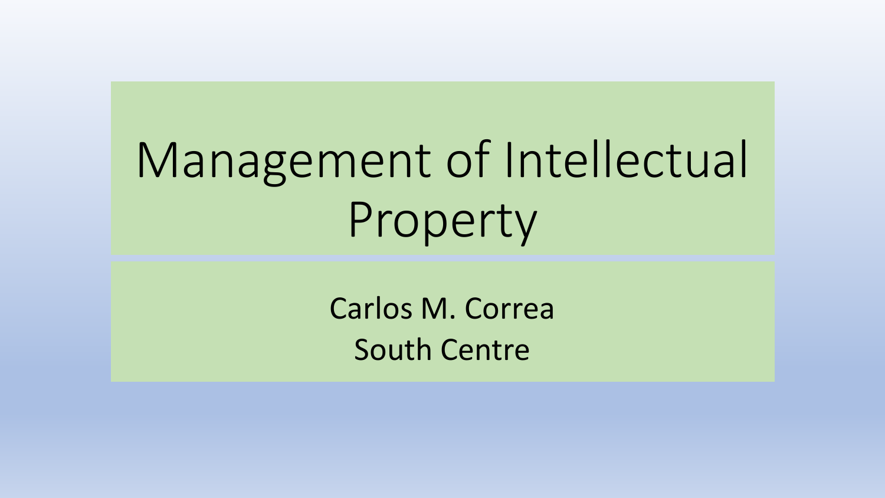# Management of Intellectual Property

Carlos M. Correa

South Centre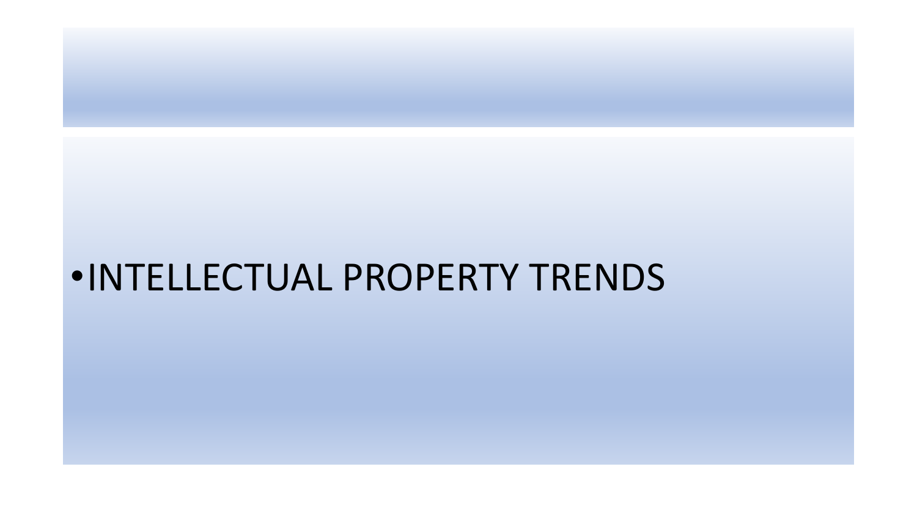- INTELLECTUAL PROPERTY TRENDS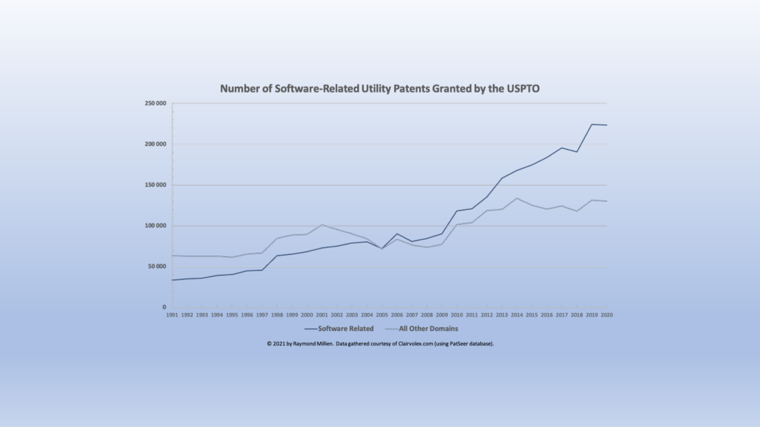## Number of Software-Related Utility Patents Granted by the USPTO

© 2021 by Raymond Millien. Data gathered courtesy of Clairvolex.com (using PatSeer database).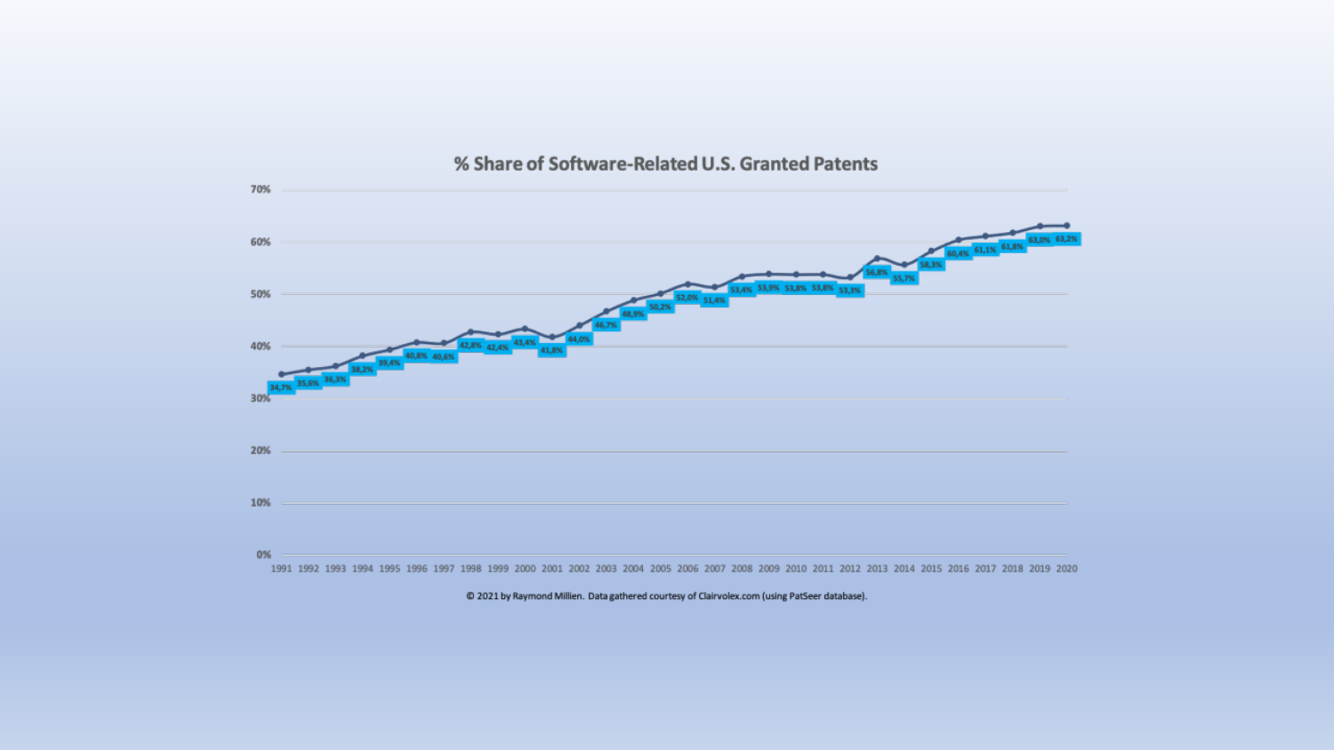## % Share of Software-Related U.S. Granted Patents

| Year | % Share |
| --- | --- |
| 1991 | 34,7% |
| 1992 | 35,6% |
| 1993 | 36,3% |
| 1994 | 38,2% |
| 1995 | 39,4% |
| 1996 | 40,8% |
| 1997 | 40,6% |
| 1998 | 42,8% |
| 1999 | 42,4% |
| 2000 | 43,4% |
| 2001 | 41,8% |
| 2002 | 44,0% |
| 2003 | 46,7% |
| 2004 | 48,9% |
| 2005 | 50,2% |
| 2006 | 52,0% |
| 2007 | 51,4% |
| 2008 | 53,4% |
| 2009 | 53,9% |
| 2010 | 53,8% |
| 2011 | 53,8% |
| 2012 | 53,3% |
| 2013 | 56,8% |
| 2014 | 55,7% |
| 2015 | 58,3% |
| 2016 | 60,4% |
| 2017 | 61,1% |
| 2018 | 61,8% |
| 2019 | 63,0% |
| 2020 | 63,2% |

© 2021 by Raymond Millien. Data gathered courtesy of Clairvolex.com (using PatSeer database).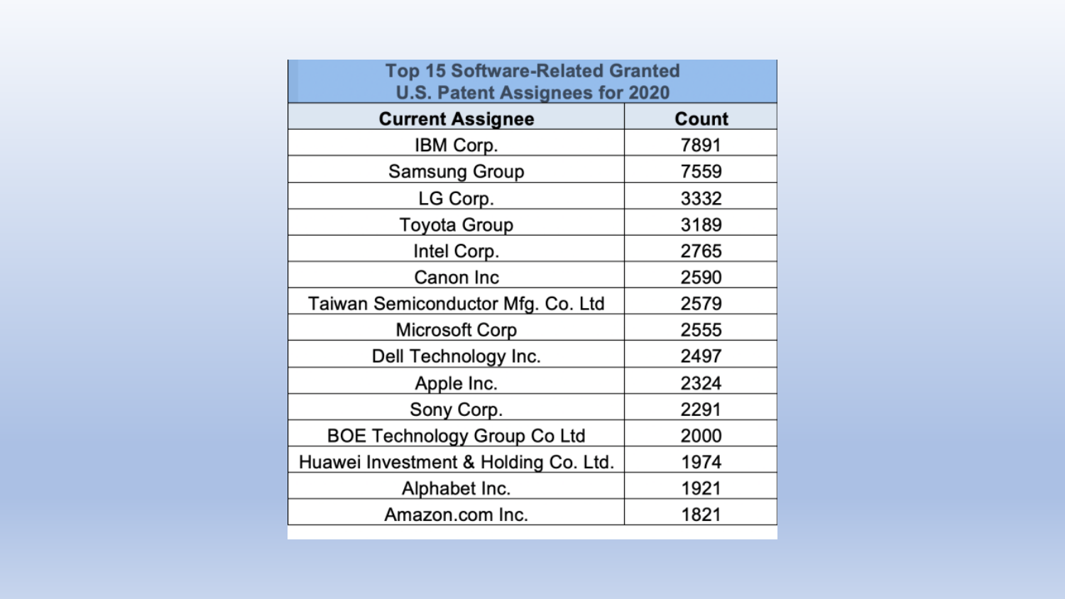| Top 15 Software-Related Granted U.S. Patent Assignees for 2020 | |
|---|---|
| **Current Assignee** | **Count** |
| IBM Corp. | 7891 |
| Samsung Group | 7559 |
| LG Corp. | 3332 |
| Toyota Group | 3189 |
| Intel Corp. | 2765 |
| Canon Inc | 2590 |
| Taiwan Semiconductor Mfg. Co. Ltd | 2579 |
| Microsoft Corp | 2555 |
| Dell Technology Inc. | 2497 |
| Apple Inc. | 2324 |
| Sony Corp. | 2291 |
| BOE Technology Group Co Ltd | 2000 |
| Huawei Investment & Holding Co. Ltd. | 1974 |
| Alphabet Inc. | 1921 |
| Amazon.com Inc. | 1821 |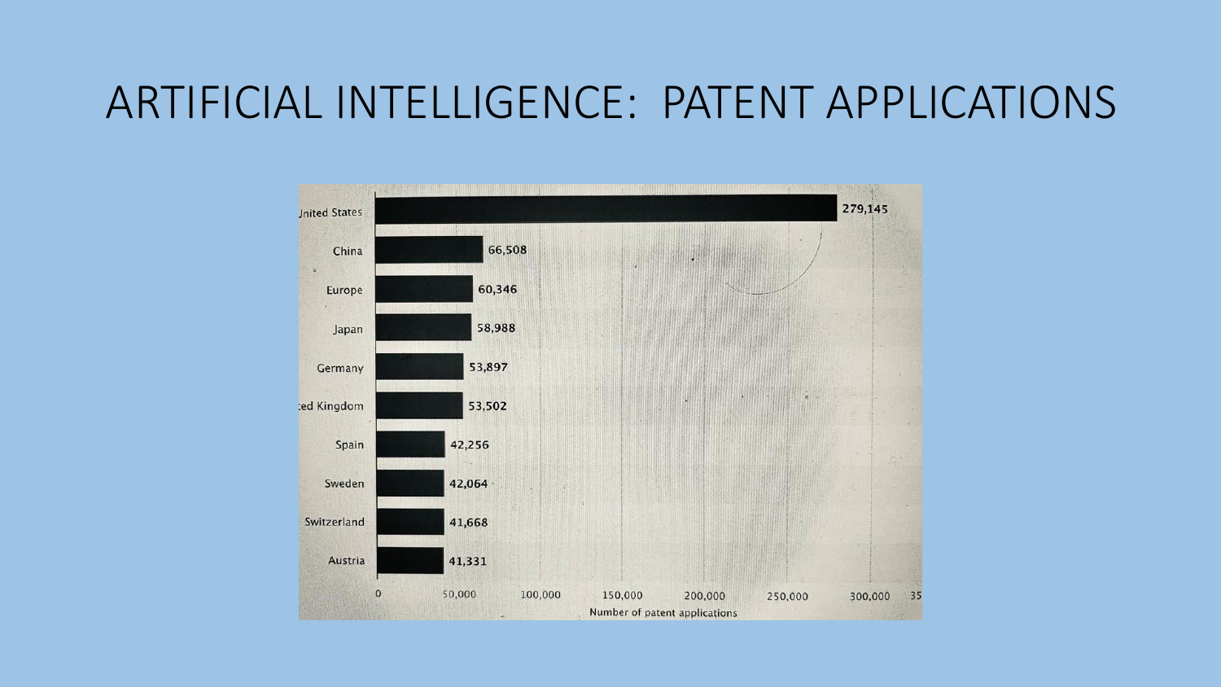# ARTIFICIAL INTELLIGENCE: PATENT APPLICATIONS

| Country | Number of patent applications |
| --- | --- |
| United States | 279,145 |
| China | 66,508 |
| Europe | 60,346 |
| Japan | 58,988 |
| Germany | 53,897 |
| United Kingdom | 53,502 |
| Spain | 42,256 |
| Sweden | 42,064 |
| Switzerland | 41,668 |
| Austria | 41,331 |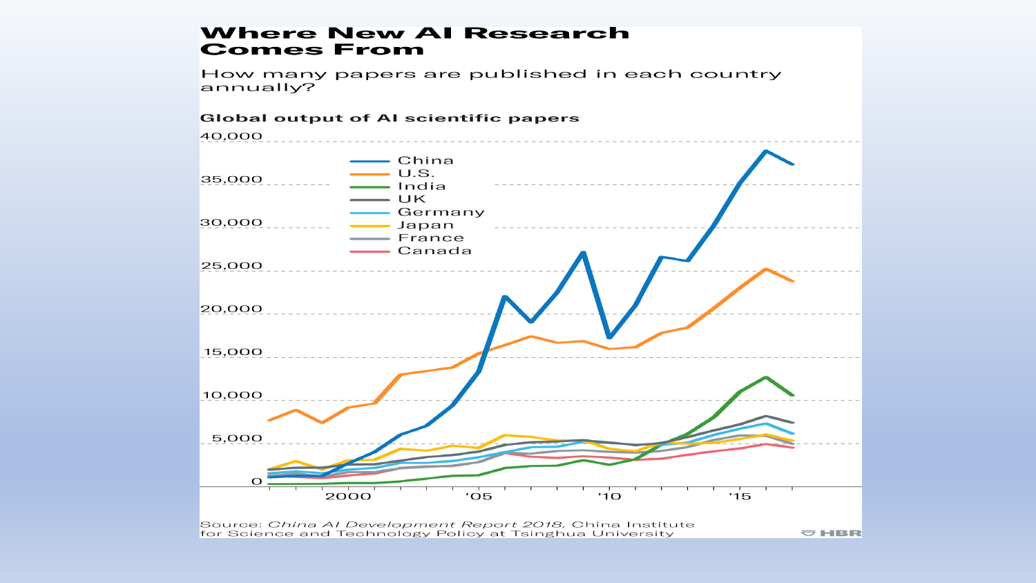# Where New AI Research Comes From

How many papers are published in each country annually?

**Global output of AI scientific papers**

Legend: China, U.S., India, UK, Germany, Japan, France, Canada

Y-axis: 0, 5,000, 10,000, 15,000, 20,000, 25,000, 30,000, 35,000, 40,000

X-axis: 2000, '05, '10, '15

Source: *China AI Development Report 2018*, China Institute for Science and Technology Policy at Tsinghua University

HBR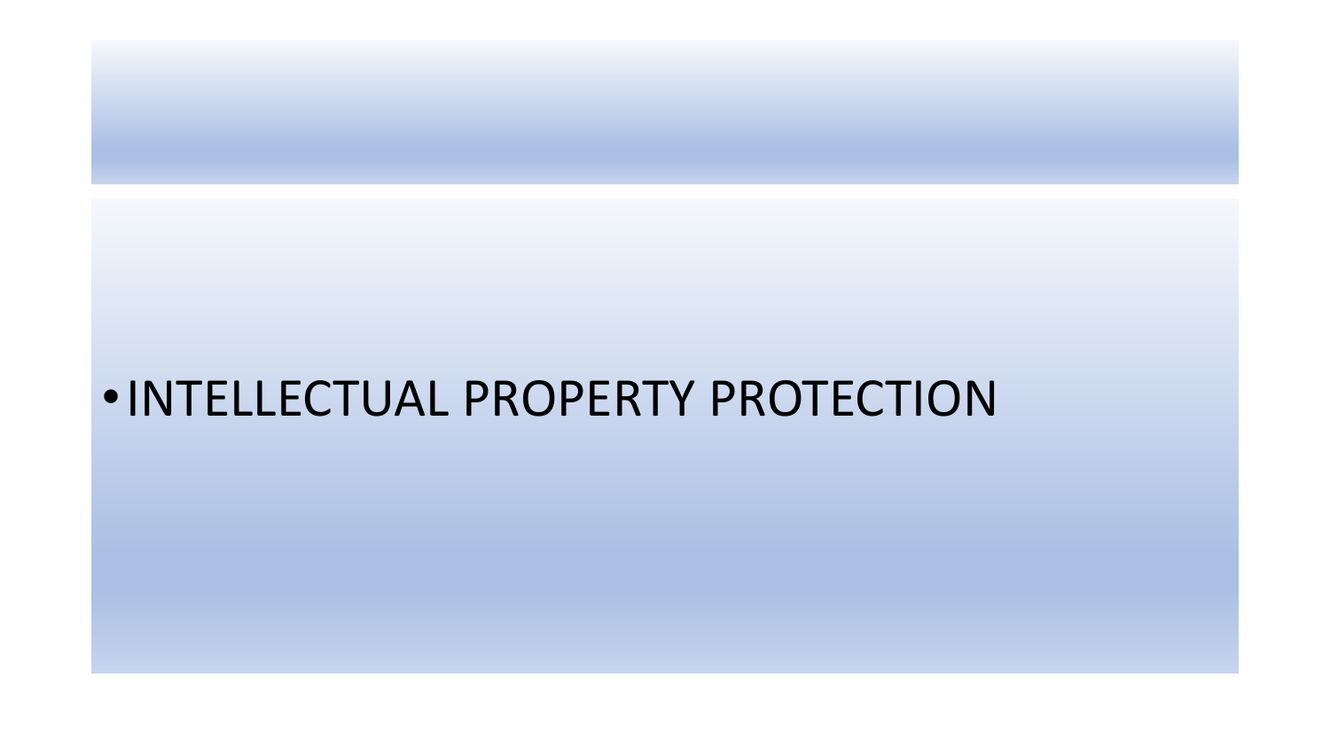- INTELLECTUAL PROPERTY PROTECTION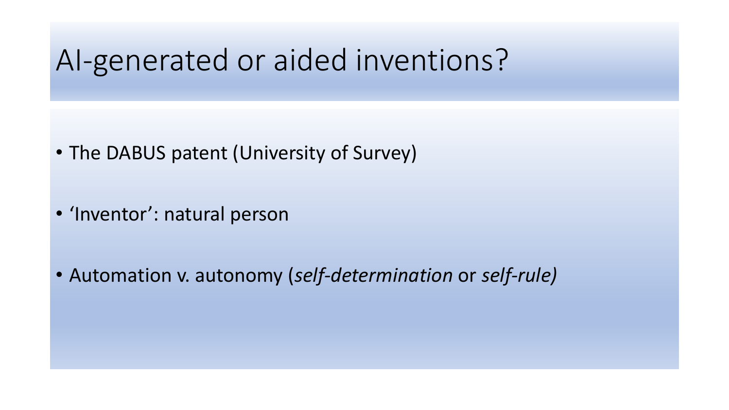# AI-generated or aided inventions?

- The DABUS patent (University of Survey)
- 'Inventor': natural person
- Automation v. autonomy (*self-determination* or *self-rule)*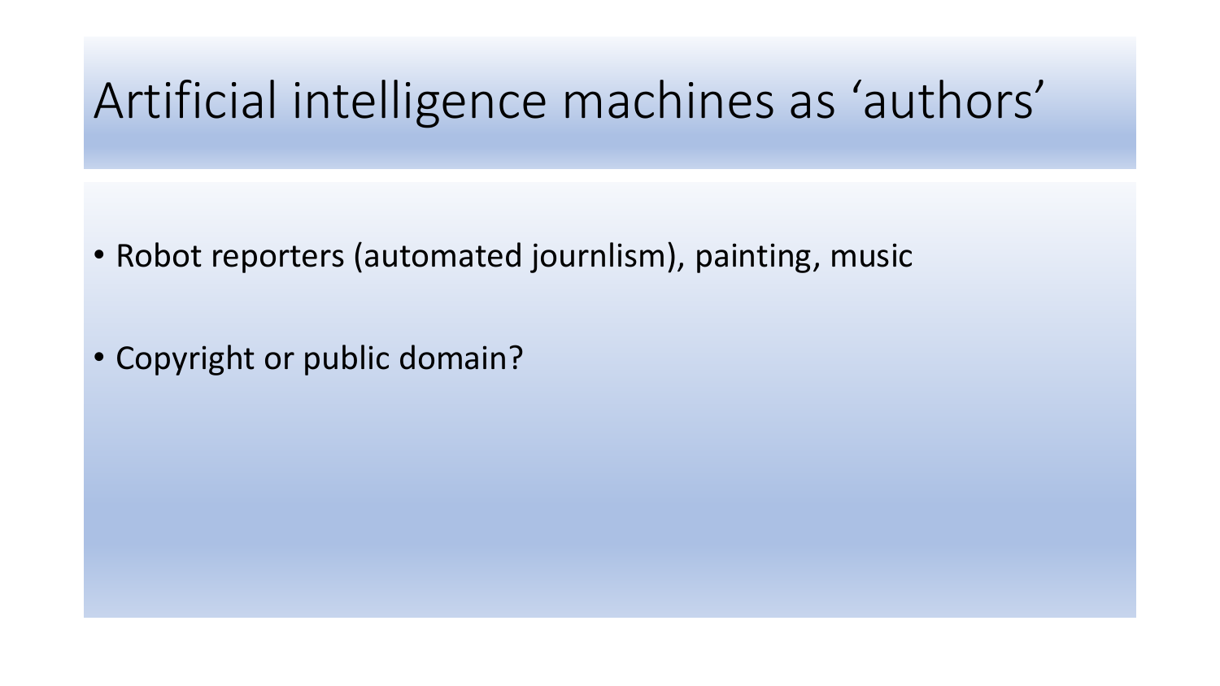# Artificial intelligence machines as 'authors'

- Robot reporters (automated journlism), painting, music
- Copyright or public domain?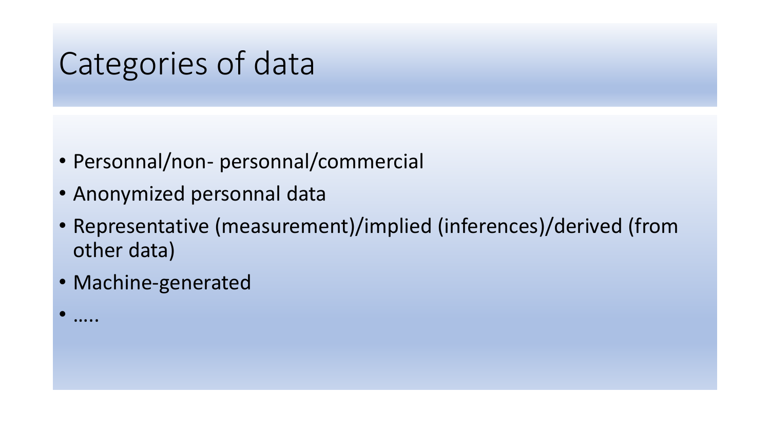# Categories of data

- Personnal/non- personnal/commercial
- Anonymized personnal data
- Representative (measurement)/implied (inferences)/derived (from other data)
- Machine-generated
- …..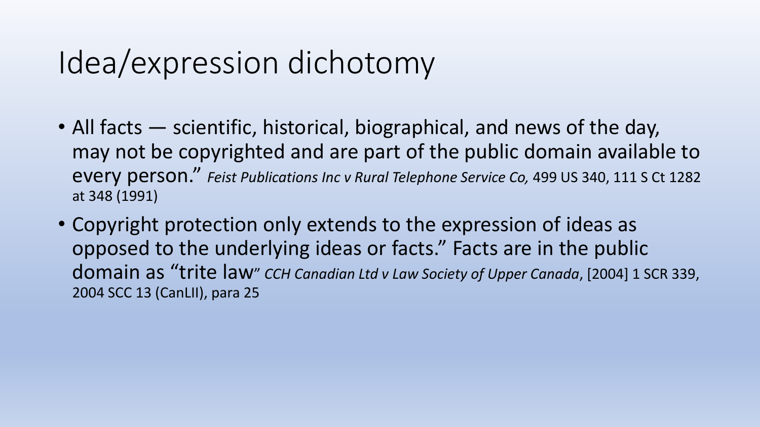# Idea/expression dichotomy

- All facts — scientific, historical, biographical, and news of the day, may not be copyrighted and are part of the public domain available to every person." *Feist Publications Inc v Rural Telephone Service Co,* 499 US 340, 111 S Ct 1282 at 348 (1991)
- Copyright protection only extends to the expression of ideas as opposed to the underlying ideas or facts." Facts are in the public domain as "trite law" *CCH Canadian Ltd v Law Society of Upper Canada*, [2004] 1 SCR 339, 2004 SCC 13 (CanLII), para 25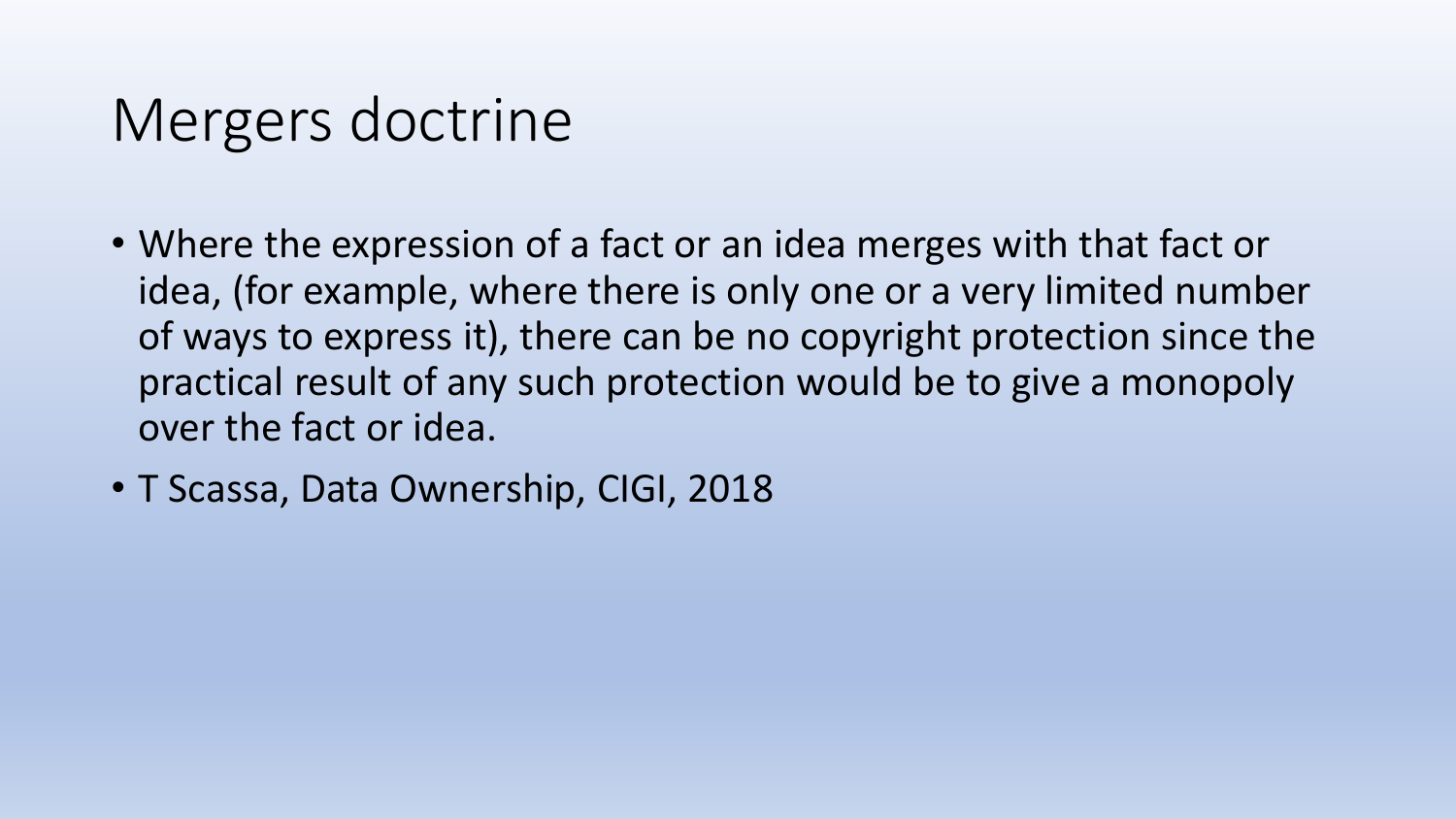# Mergers doctrine

- Where the expression of a fact or an idea merges with that fact or idea, (for example, where there is only one or a very limited number of ways to express it), there can be no copyright protection since the practical result of any such protection would be to give a monopoly over the fact or idea.
- T Scassa, Data Ownership, CIGI, 2018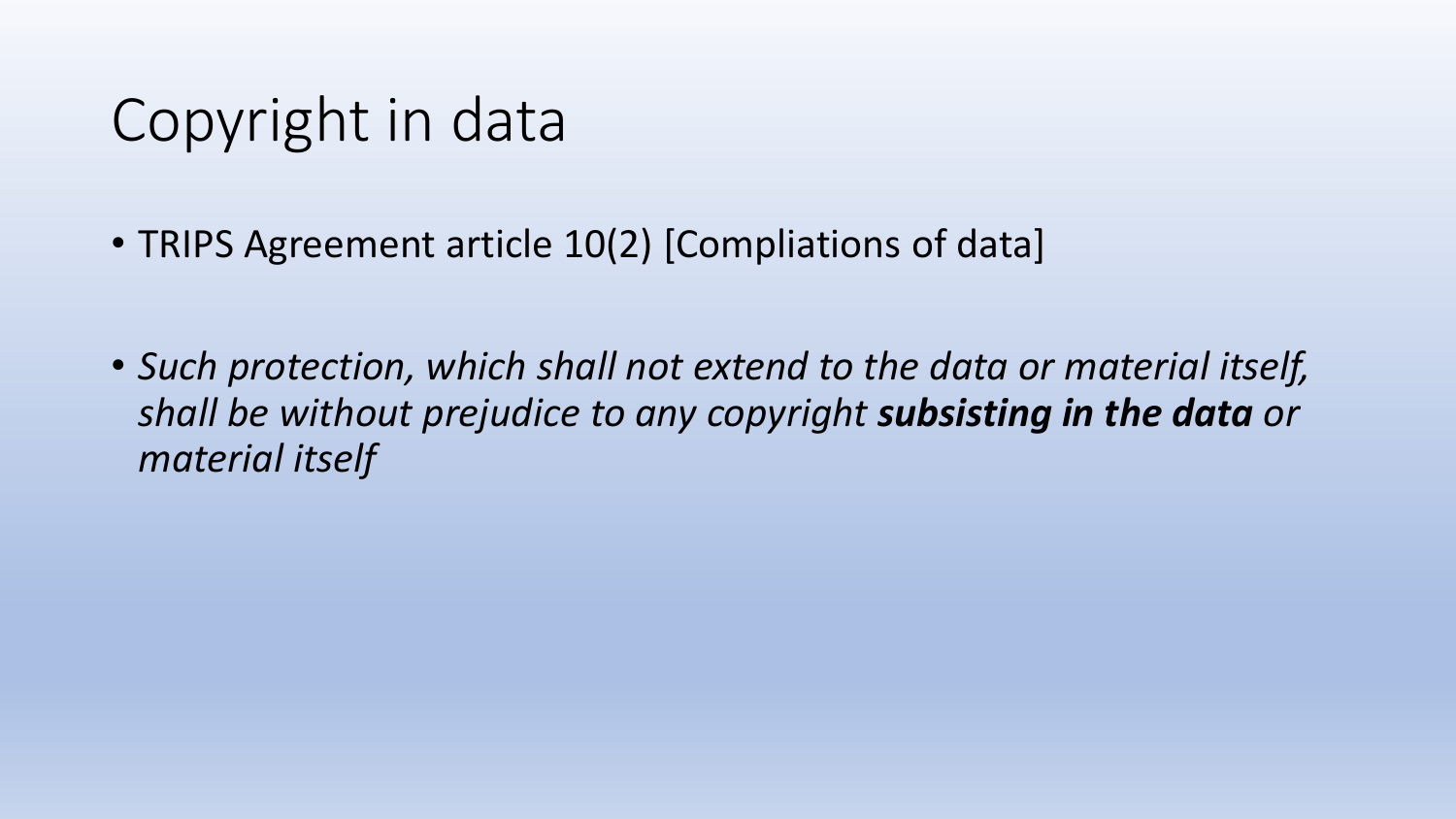# Copyright in data

- TRIPS Agreement article 10(2) [Compliations of data]

- *Such protection, which shall not extend to the data or material itself, shall be without prejudice to any copyright* ***subsisting in the data*** *or material itself*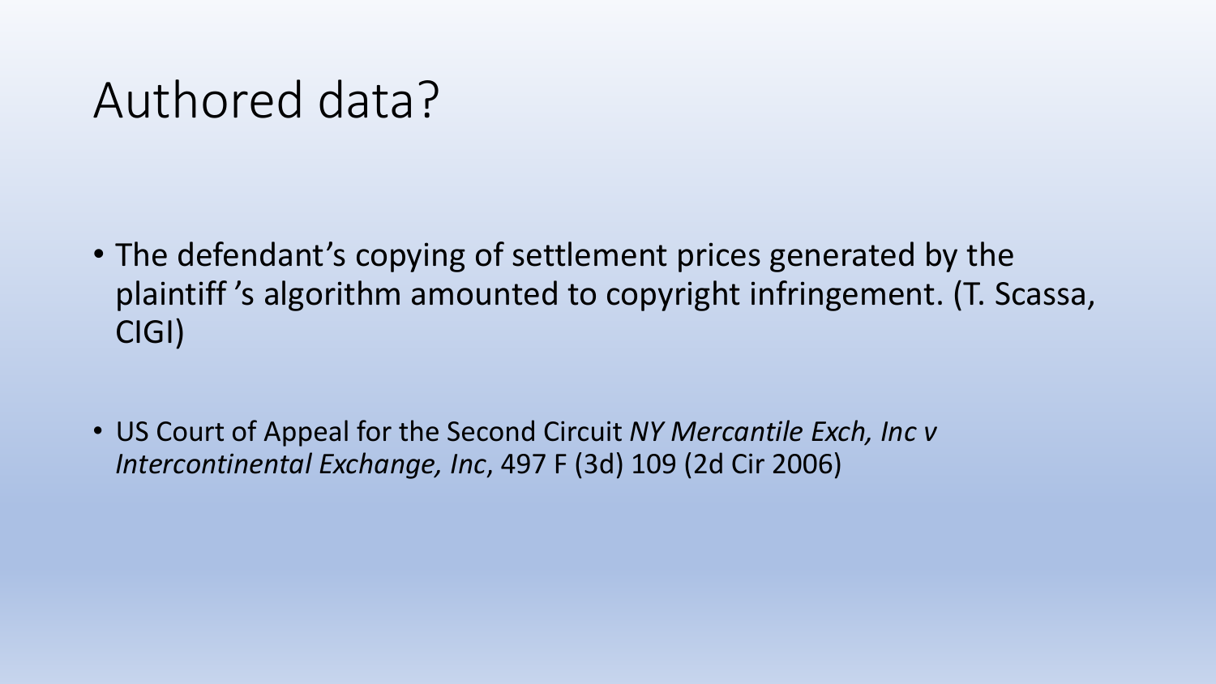# Authored data?

- The defendant's copying of settlement prices generated by the plaintiff 's algorithm amounted to copyright infringement. (T. Scassa, CIGI)

- US Court of Appeal for the Second Circuit *NY Mercantile Exch, Inc v Intercontinental Exchange, Inc*, 497 F (3d) 109 (2d Cir 2006)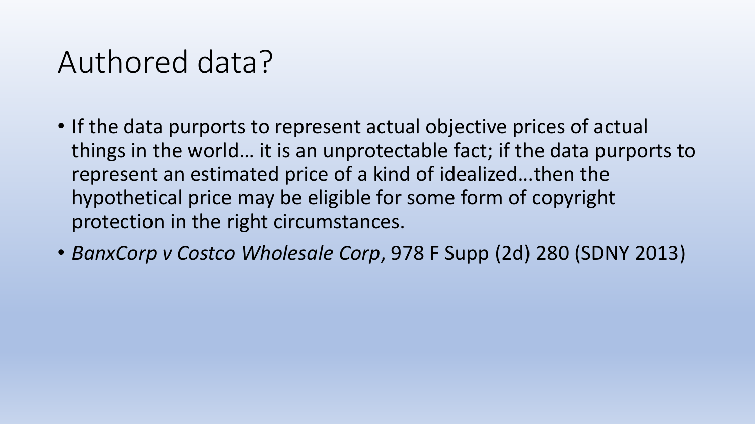# Authored data?

- If the data purports to represent actual objective prices of actual things in the world… it is an unprotectable fact; if the data purports to represent an estimated price of a kind of idealized…then the hypothetical price may be eligible for some form of copyright protection in the right circumstances.
- *BanxCorp v Costco Wholesale Corp*, 978 F Supp (2d) 280 (SDNY 2013)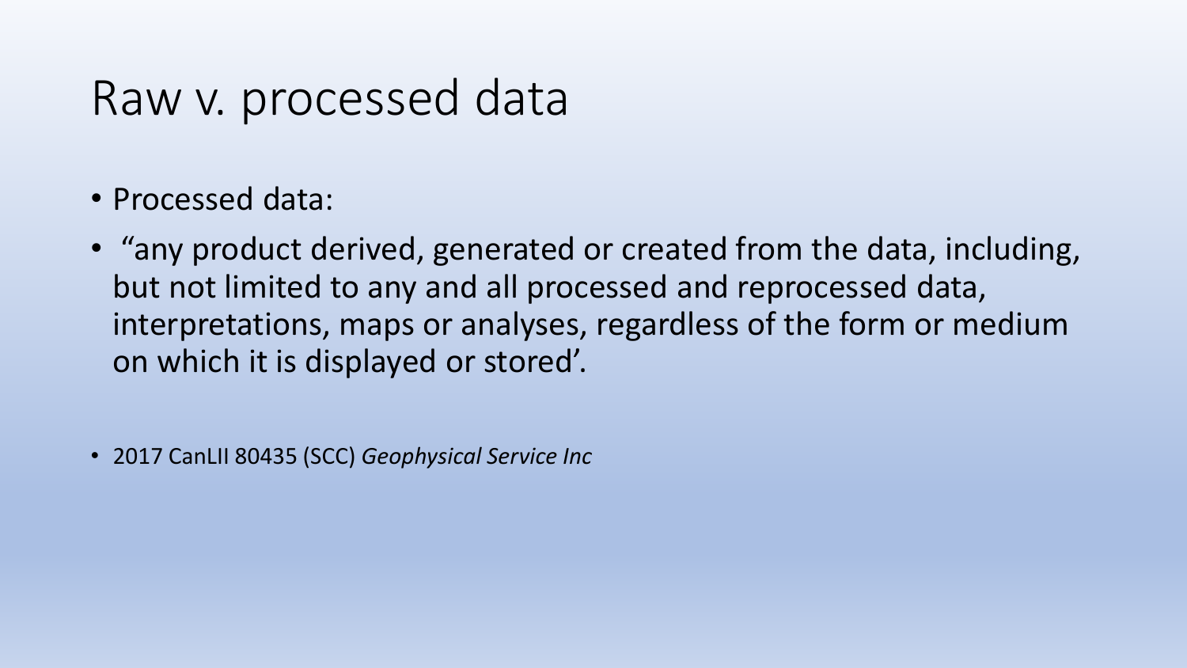# Raw v. processed data

- Processed data:
- "any product derived, generated or created from the data, including, but not limited to any and all processed and reprocessed data, interpretations, maps or analyses, regardless of the form or medium on which it is displayed or stored'.

- 2017 CanLII 80435 (SCC) *Geophysical Service Inc*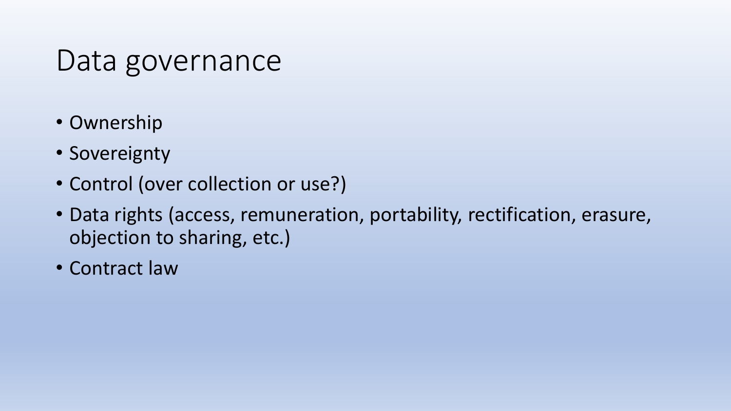# Data governance

- Ownership
- Sovereignty
- Control (over collection or use?)
- Data rights (access, remuneration, portability, rectification, erasure, objection to sharing, etc.)
- Contract law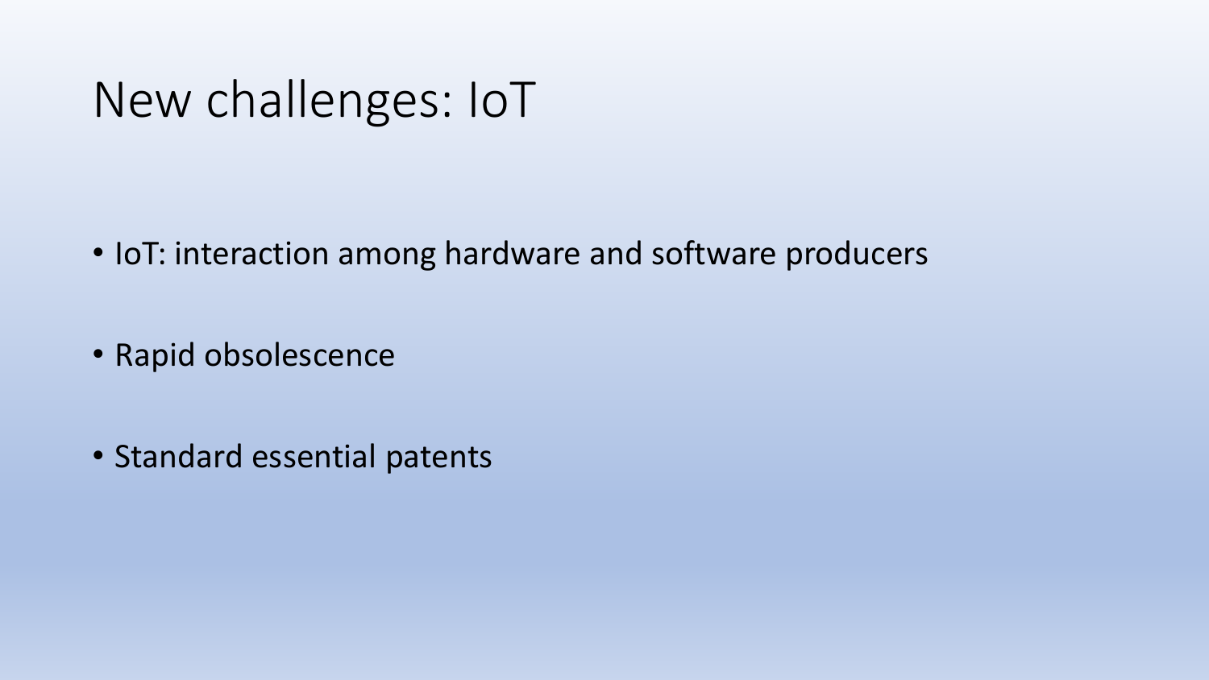# New challenges: IoT

- IoT: interaction among hardware and software producers
- Rapid obsolescence
- Standard essential patents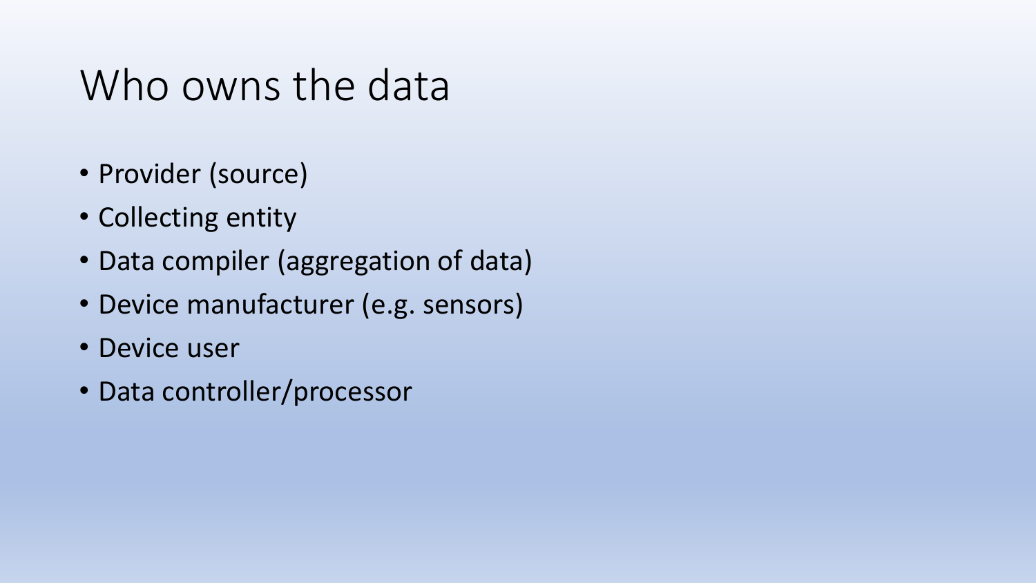# Who owns the data

- Provider (source)
- Collecting entity
- Data compiler (aggregation of data)
- Device manufacturer (e.g. sensors)
- Device user
- Data controller/processor